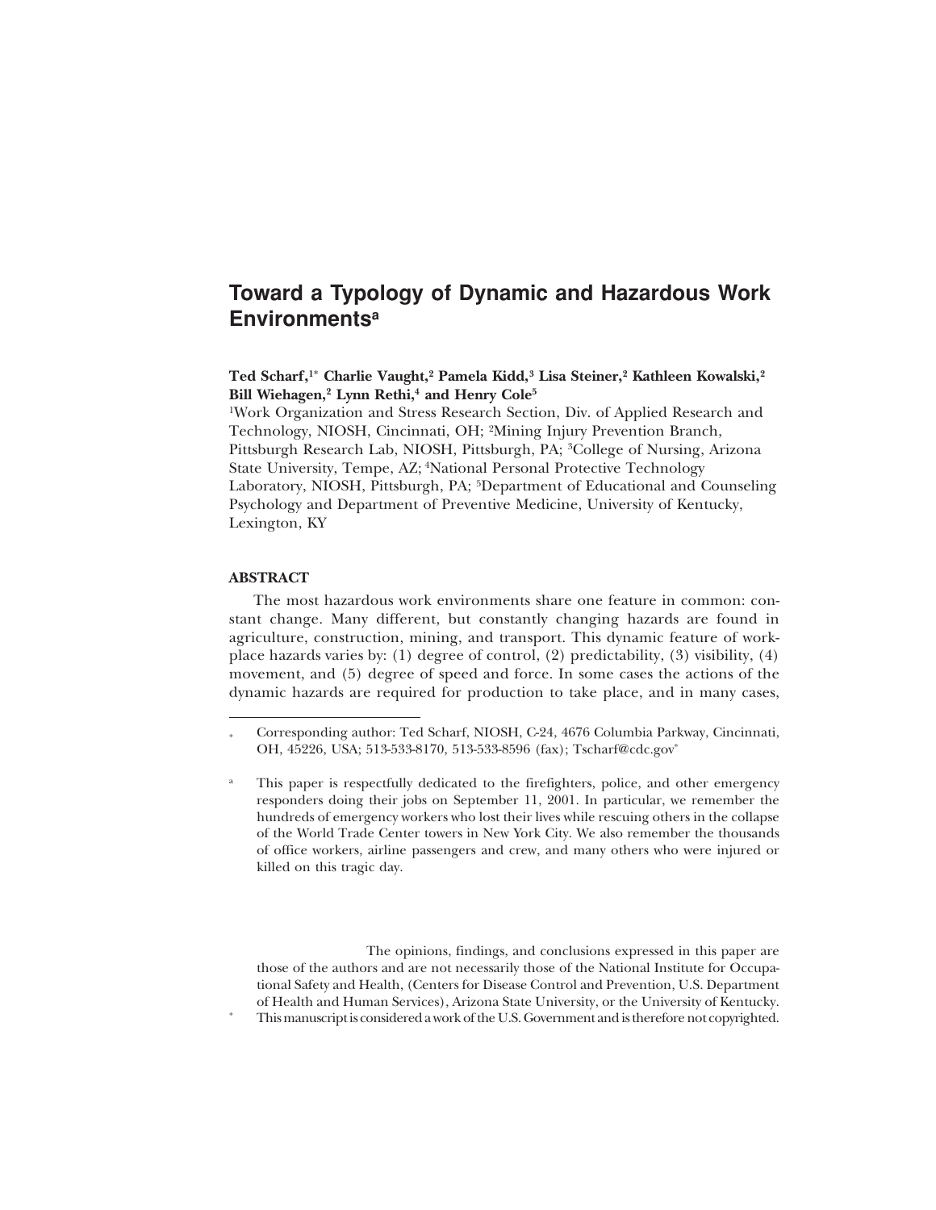# Toward a Typology of Dynamic and Hazardous Work Environments[a]

**Ted Scharf,[1*] Charlie Vaught,[2] Pamela Kidd,[3] Lisa Steiner,[2] Kathleen Kowalski,[2] Bill Wiehagen,[2] Lynn Rethi,[4] and Henry Cole[5]**

[1]Work Organization and Stress Research Section, Div. of Applied Research and Technology, NIOSH, Cincinnati, OH; [2]Mining Injury Prevention Branch, Pittsburgh Research Lab, NIOSH, Pittsburgh, PA; [3]College of Nursing, Arizona State University, Tempe, AZ; [4]National Personal Protective Technology Laboratory, NIOSH, Pittsburgh, PA; [5]Department of Educational and Counseling Psychology and Department of Preventive Medicine, University of Kentucky, Lexington, KY

## ABSTRACT

The most hazardous work environments share one feature in common: constant change. Many different, but constantly changing hazards are found in agriculture, construction, mining, and transport. This dynamic feature of workplace hazards varies by: (1) degree of control, (2) predictability, (3) visibility, (4) movement, and (5) degree of speed and force. In some cases the actions of the dynamic hazards are required for production to take place, and in many cases,

---

\* Corresponding author: Ted Scharf, NIOSH, C-24, 4676 Columbia Parkway, Cincinnati, OH, 45226, USA; 513-533-8170, 513-533-8596 (fax); Tscharf@cdc.gov*

[a] This paper is respectfully dedicated to the firefighters, police, and other emergency responders doing their jobs on September 11, 2001. In particular, we remember the hundreds of emergency workers who lost their lives while rescuing others in the collapse of the World Trade Center towers in New York City. We also remember the thousands of office workers, airline passengers and crew, and many others who were injured or killed on this tragic day.

The opinions, findings, and conclusions expressed in this paper are those of the authors and are not necessarily those of the National Institute for Occupational Safety and Health, (Centers for Disease Control and Prevention, U.S. Department of Health and Human Services), Arizona State University, or the University of Kentucky.

\* This manuscript is considered a work of the U.S. Government and is therefore not copyrighted.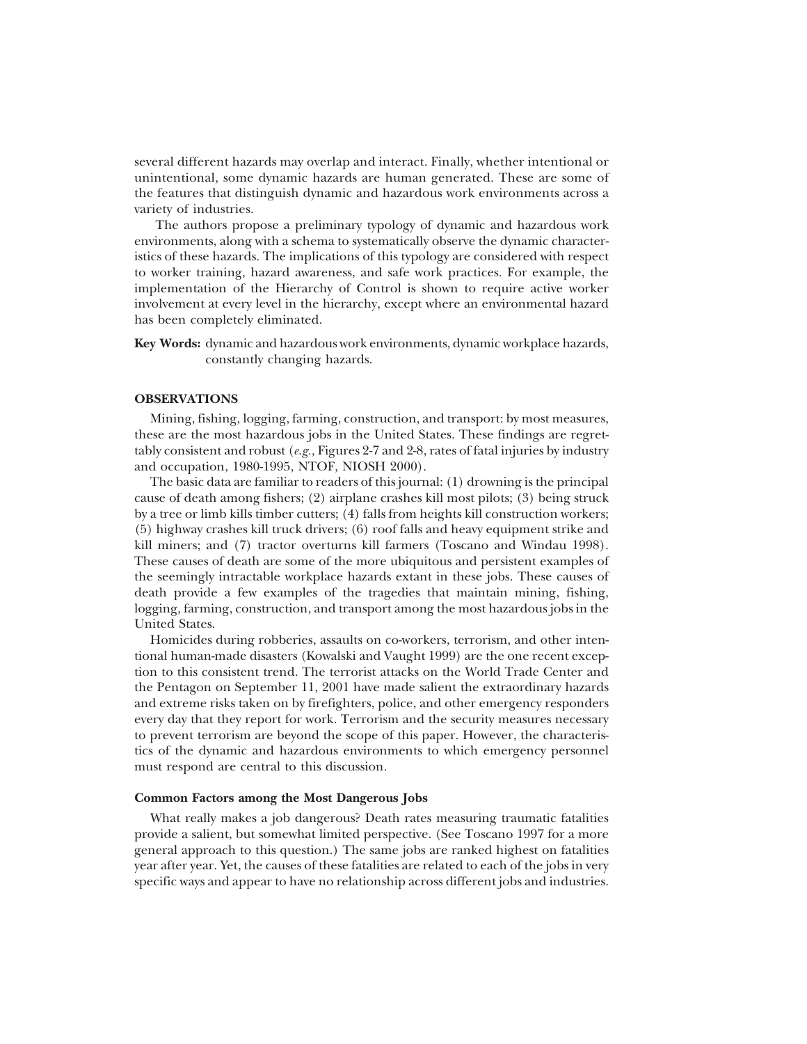several different hazards may overlap and interact. Finally, whether intentional or unintentional, some dynamic hazards are human generated. These are some of the features that distinguish dynamic and hazardous work environments across a variety of industries.

The authors propose a preliminary typology of dynamic and hazardous work environments, along with a schema to systematically observe the dynamic characteristics of these hazards. The implications of this typology are considered with respect to worker training, hazard awareness, and safe work practices. For example, the implementation of the Hierarchy of Control is shown to require active worker involvement at every level in the hierarchy, except where an environmental hazard has been completely eliminated.

**Key Words:** dynamic and hazardous work environments, dynamic workplace hazards, constantly changing hazards.

## OBSERVATIONS

Mining, fishing, logging, farming, construction, and transport: by most measures, these are the most hazardous jobs in the United States. These findings are regrettably consistent and robust (*e.g.*, Figures 2-7 and 2-8, rates of fatal injuries by industry and occupation, 1980-1995, NTOF, NIOSH 2000).

The basic data are familiar to readers of this journal: (1) drowning is the principal cause of death among fishers; (2) airplane crashes kill most pilots; (3) being struck by a tree or limb kills timber cutters; (4) falls from heights kill construction workers; (5) highway crashes kill truck drivers; (6) roof falls and heavy equipment strike and kill miners; and (7) tractor overturns kill farmers (Toscano and Windau 1998). These causes of death are some of the more ubiquitous and persistent examples of the seemingly intractable workplace hazards extant in these jobs. These causes of death provide a few examples of the tragedies that maintain mining, fishing, logging, farming, construction, and transport among the most hazardous jobs in the United States.

Homicides during robberies, assaults on co-workers, terrorism, and other intentional human-made disasters (Kowalski and Vaught 1999) are the one recent exception to this consistent trend. The terrorist attacks on the World Trade Center and the Pentagon on September 11, 2001 have made salient the extraordinary hazards and extreme risks taken on by firefighters, police, and other emergency responders every day that they report for work. Terrorism and the security measures necessary to prevent terrorism are beyond the scope of this paper. However, the characteristics of the dynamic and hazardous environments to which emergency personnel must respond are central to this discussion.

### Common Factors among the Most Dangerous Jobs

What really makes a job dangerous? Death rates measuring traumatic fatalities provide a salient, but somewhat limited perspective. (See Toscano 1997 for a more general approach to this question.) The same jobs are ranked highest on fatalities year after year. Yet, the causes of these fatalities are related to each of the jobs in very specific ways and appear to have no relationship across different jobs and industries.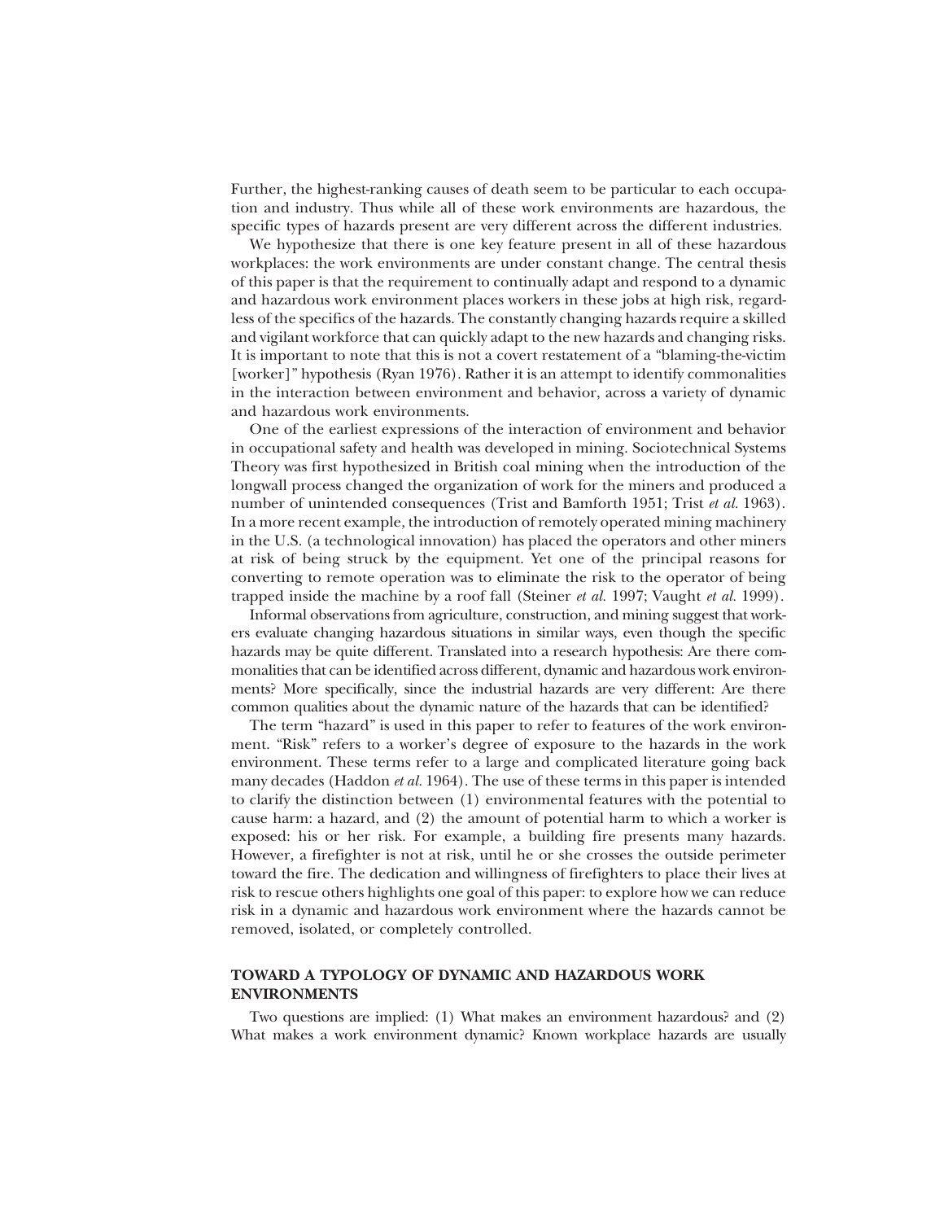Further, the highest-ranking causes of death seem to be particular to each occupation and industry. Thus while all of these work environments are hazardous, the specific types of hazards present are very different across the different industries.

We hypothesize that there is one key feature present in all of these hazardous workplaces: the work environments are under constant change. The central thesis of this paper is that the requirement to continually adapt and respond to a dynamic and hazardous work environment places workers in these jobs at high risk, regardless of the specifics of the hazards. The constantly changing hazards require a skilled and vigilant workforce that can quickly adapt to the new hazards and changing risks. It is important to note that this is not a covert restatement of a "blaming-the-victim [worker]" hypothesis (Ryan 1976). Rather it is an attempt to identify commonalities in the interaction between environment and behavior, across a variety of dynamic and hazardous work environments.

One of the earliest expressions of the interaction of environment and behavior in occupational safety and health was developed in mining. Sociotechnical Systems Theory was first hypothesized in British coal mining when the introduction of the longwall process changed the organization of work for the miners and produced a number of unintended consequences (Trist and Bamforth 1951; Trist *et al.* 1963). In a more recent example, the introduction of remotely operated mining machinery in the U.S. (a technological innovation) has placed the operators and other miners at risk of being struck by the equipment. Yet one of the principal reasons for converting to remote operation was to eliminate the risk to the operator of being trapped inside the machine by a roof fall (Steiner *et al.* 1997; Vaught *et al.* 1999).

Informal observations from agriculture, construction, and mining suggest that workers evaluate changing hazardous situations in similar ways, even though the specific hazards may be quite different. Translated into a research hypothesis: Are there commonalities that can be identified across different, dynamic and hazardous work environments? More specifically, since the industrial hazards are very different: Are there common qualities about the dynamic nature of the hazards that can be identified?

The term "hazard" is used in this paper to refer to features of the work environment. "Risk" refers to a worker's degree of exposure to the hazards in the work environment. These terms refer to a large and complicated literature going back many decades (Haddon *et al.* 1964). The use of these terms in this paper is intended to clarify the distinction between (1) environmental features with the potential to cause harm: a hazard, and (2) the amount of potential harm to which a worker is exposed: his or her risk. For example, a building fire presents many hazards. However, a firefighter is not at risk, until he or she crosses the outside perimeter toward the fire. The dedication and willingness of firefighters to place their lives at risk to rescue others highlights one goal of this paper: to explore how we can reduce risk in a dynamic and hazardous work environment where the hazards cannot be removed, isolated, or completely controlled.

## TOWARD A TYPOLOGY OF DYNAMIC AND HAZARDOUS WORK ENVIRONMENTS

Two questions are implied: (1) What makes an environment hazardous? and (2) What makes a work environment dynamic? Known workplace hazards are usually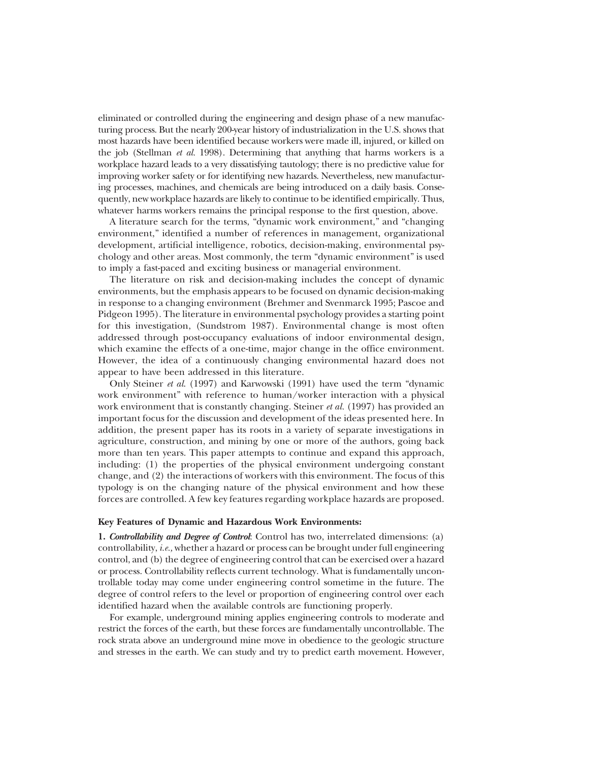eliminated or controlled during the engineering and design phase of a new manufacturing process. But the nearly 200-year history of industrialization in the U.S. shows that most hazards have been identified because workers were made ill, injured, or killed on the job (Stellman *et al.* 1998). Determining that anything that harms workers is a workplace hazard leads to a very dissatisfying tautology; there is no predictive value for improving worker safety or for identifying new hazards. Nevertheless, new manufacturing processes, machines, and chemicals are being introduced on a daily basis. Consequently, new workplace hazards are likely to continue to be identified empirically. Thus, whatever harms workers remains the principal response to the first question, above.

A literature search for the terms, "dynamic work environment," and "changing environment," identified a number of references in management, organizational development, artificial intelligence, robotics, decision-making, environmental psychology and other areas. Most commonly, the term "dynamic environment" is used to imply a fast-paced and exciting business or managerial environment.

The literature on risk and decision-making includes the concept of dynamic environments, but the emphasis appears to be focused on dynamic decision-making in response to a changing environment (Brehmer and Svenmarck 1995; Pascoe and Pidgeon 1995). The literature in environmental psychology provides a starting point for this investigation, (Sundstrom 1987). Environmental change is most often addressed through post-occupancy evaluations of indoor environmental design, which examine the effects of a one-time, major change in the office environment. However, the idea of a continuously changing environmental hazard does not appear to have been addressed in this literature.

Only Steiner *et al.* (1997) and Karwowski (1991) have used the term "dynamic work environment" with reference to human/worker interaction with a physical work environment that is constantly changing. Steiner *et al.* (1997) has provided an important focus for the discussion and development of the ideas presented here. In addition, the present paper has its roots in a variety of separate investigations in agriculture, construction, and mining by one or more of the authors, going back more than ten years. This paper attempts to continue and expand this approach, including: (1) the properties of the physical environment undergoing constant change, and (2) the interactions of workers with this environment. The focus of this typology is on the changing nature of the physical environment and how these forces are controlled. A few key features regarding workplace hazards are proposed.

**Key Features of Dynamic and Hazardous Work Environments:**

**1.** ***Controllability and Degree of Control***: Control has two, interrelated dimensions: (a) controllability, *i.e.,* whether a hazard or process can be brought under full engineering control, and (b) the degree of engineering control that can be exercised over a hazard or process. Controllability reflects current technology. What is fundamentally uncontrollable today may come under engineering control sometime in the future. The degree of control refers to the level or proportion of engineering control over each identified hazard when the available controls are functioning properly.

For example, underground mining applies engineering controls to moderate and restrict the forces of the earth, but these forces are fundamentally uncontrollable. The rock strata above an underground mine move in obedience to the geologic structure and stresses in the earth. We can study and try to predict earth movement. However,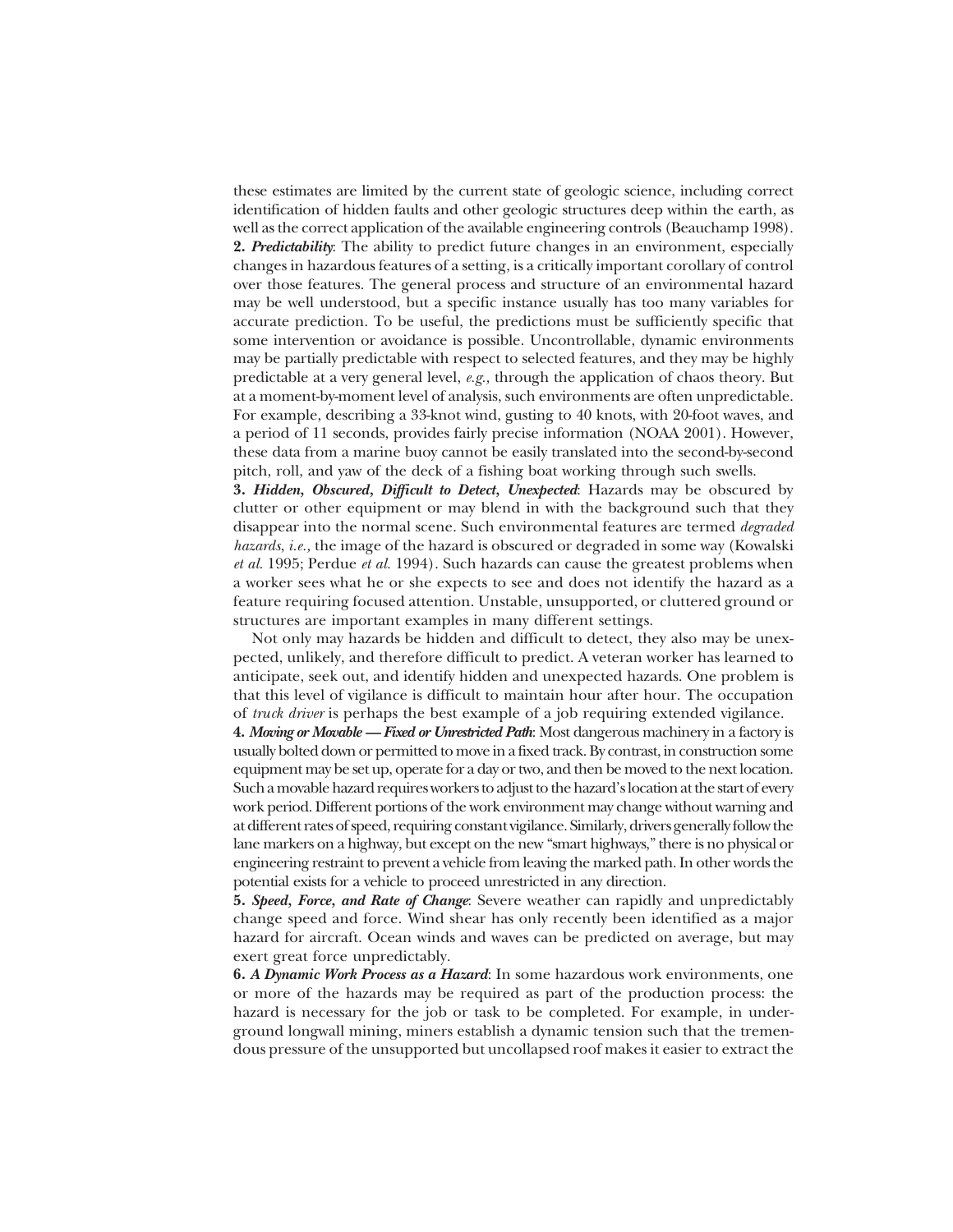these estimates are limited by the current state of geologic science, including correct identification of hidden faults and other geologic structures deep within the earth, as well as the correct application of the available engineering controls (Beauchamp 1998).

**2.** ***Predictability***: The ability to predict future changes in an environment, especially changes in hazardous features of a setting, is a critically important corollary of control over those features. The general process and structure of an environmental hazard may be well understood, but a specific instance usually has too many variables for accurate prediction. To be useful, the predictions must be sufficiently specific that some intervention or avoidance is possible. Uncontrollable, dynamic environments may be partially predictable with respect to selected features, and they may be highly predictable at a very general level, *e.g.,* through the application of chaos theory. But at a moment-by-moment level of analysis, such environments are often unpredictable. For example, describing a 33-knot wind, gusting to 40 knots, with 20-foot waves, and a period of 11 seconds, provides fairly precise information (NOAA 2001). However, these data from a marine buoy cannot be easily translated into the second-by-second pitch, roll, and yaw of the deck of a fishing boat working through such swells.

**3.** ***Hidden, Obscured, Difficult to Detect, Unexpected***: Hazards may be obscured by clutter or other equipment or may blend in with the background such that they disappear into the normal scene. Such environmental features are termed *degraded hazards*, *i.e.,* the image of the hazard is obscured or degraded in some way (Kowalski *et al.* 1995; Perdue *et al.* 1994). Such hazards can cause the greatest problems when a worker sees what he or she expects to see and does not identify the hazard as a feature requiring focused attention. Unstable, unsupported, or cluttered ground or structures are important examples in many different settings.

Not only may hazards be hidden and difficult to detect, they also may be unexpected, unlikely, and therefore difficult to predict. A veteran worker has learned to anticipate, seek out, and identify hidden and unexpected hazards. One problem is that this level of vigilance is difficult to maintain hour after hour. The occupation of *truck driver* is perhaps the best example of a job requiring extended vigilance.

**4.** ***Moving or Movable — Fixed or Unrestricted Path***: Most dangerous machinery in a factory is usually bolted down or permitted to move in a fixed track. By contrast, in construction some equipment may be set up, operate for a day or two, and then be moved to the next location. Such a movable hazard requires workers to adjust to the hazard's location at the start of every work period. Different portions of the work environment may change without warning and at different rates of speed, requiring constant vigilance. Similarly, drivers generally follow the lane markers on a highway, but except on the new "smart highways," there is no physical or engineering restraint to prevent a vehicle from leaving the marked path. In other words the potential exists for a vehicle to proceed unrestricted in any direction.

**5.** ***Speed, Force, and Rate of Change***: Severe weather can rapidly and unpredictably change speed and force. Wind shear has only recently been identified as a major hazard for aircraft. Ocean winds and waves can be predicted on average, but may exert great force unpredictably.

**6.** ***A Dynamic Work Process as a Hazard***: In some hazardous work environments, one or more of the hazards may be required as part of the production process: the hazard is necessary for the job or task to be completed. For example, in underground longwall mining, miners establish a dynamic tension such that the tremendous pressure of the unsupported but uncollapsed roof makes it easier to extract the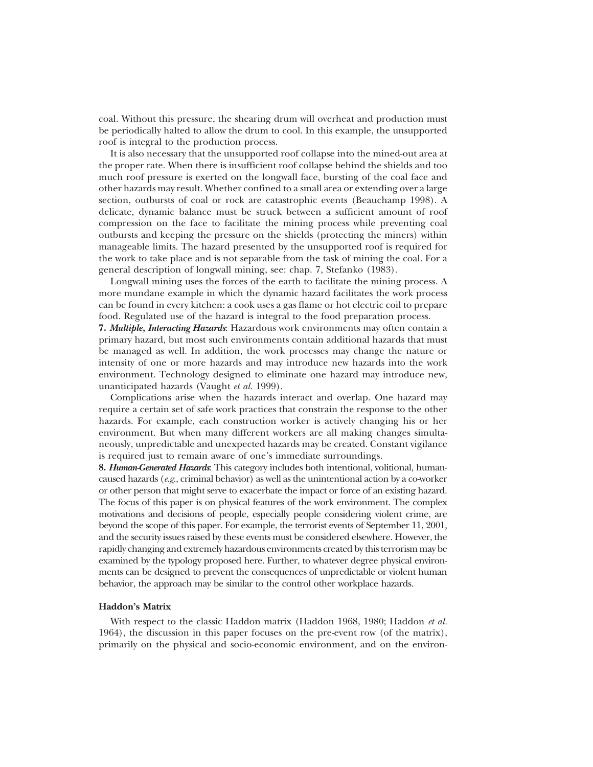coal. Without this pressure, the shearing drum will overheat and production must be periodically halted to allow the drum to cool. In this example, the unsupported roof is integral to the production process.

It is also necessary that the unsupported roof collapse into the mined-out area at the proper rate. When there is insufficient roof collapse behind the shields and too much roof pressure is exerted on the longwall face, bursting of the coal face and other hazards may result. Whether confined to a small area or extending over a large section, outbursts of coal or rock are catastrophic events (Beauchamp 1998). A delicate, dynamic balance must be struck between a sufficient amount of roof compression on the face to facilitate the mining process while preventing coal outbursts and keeping the pressure on the shields (protecting the miners) within manageable limits. The hazard presented by the unsupported roof is required for the work to take place and is not separable from the task of mining the coal. For a general description of longwall mining, see: chap. 7, Stefanko (1983).

Longwall mining uses the forces of the earth to facilitate the mining process. A more mundane example in which the dynamic hazard facilitates the work process can be found in every kitchen: a cook uses a gas flame or hot electric coil to prepare food. Regulated use of the hazard is integral to the food preparation process.

**7.** ***Multiple, Interacting Hazards***: Hazardous work environments may often contain a primary hazard, but most such environments contain additional hazards that must be managed as well. In addition, the work processes may change the nature or intensity of one or more hazards and may introduce new hazards into the work environment. Technology designed to eliminate one hazard may introduce new, unanticipated hazards (Vaught *et al.* 1999).

Complications arise when the hazards interact and overlap. One hazard may require a certain set of safe work practices that constrain the response to the other hazards. For example, each construction worker is actively changing his or her environment. But when many different workers are all making changes simultaneously, unpredictable and unexpected hazards may be created. Constant vigilance is required just to remain aware of one's immediate surroundings.

**8.** ***Human-Generated Hazards***: This category includes both intentional, volitional, human-caused hazards (*e.g.,* criminal behavior) as well as the unintentional action by a co-worker or other person that might serve to exacerbate the impact or force of an existing hazard. The focus of this paper is on physical features of the work environment. The complex motivations and decisions of people, especially people considering violent crime, are beyond the scope of this paper. For example, the terrorist events of September 11, 2001, and the security issues raised by these events must be considered elsewhere. However, the rapidly changing and extremely hazardous environments created by this terrorism may be examined by the typology proposed here. Further, to whatever degree physical environments can be designed to prevent the consequences of unpredictable or violent human behavior, the approach may be similar to the control other workplace hazards.

### Haddon's Matrix

With respect to the classic Haddon matrix (Haddon 1968, 1980; Haddon *et al.* 1964), the discussion in this paper focuses on the pre-event row (of the matrix), primarily on the physical and socio-economic environment, and on the environ-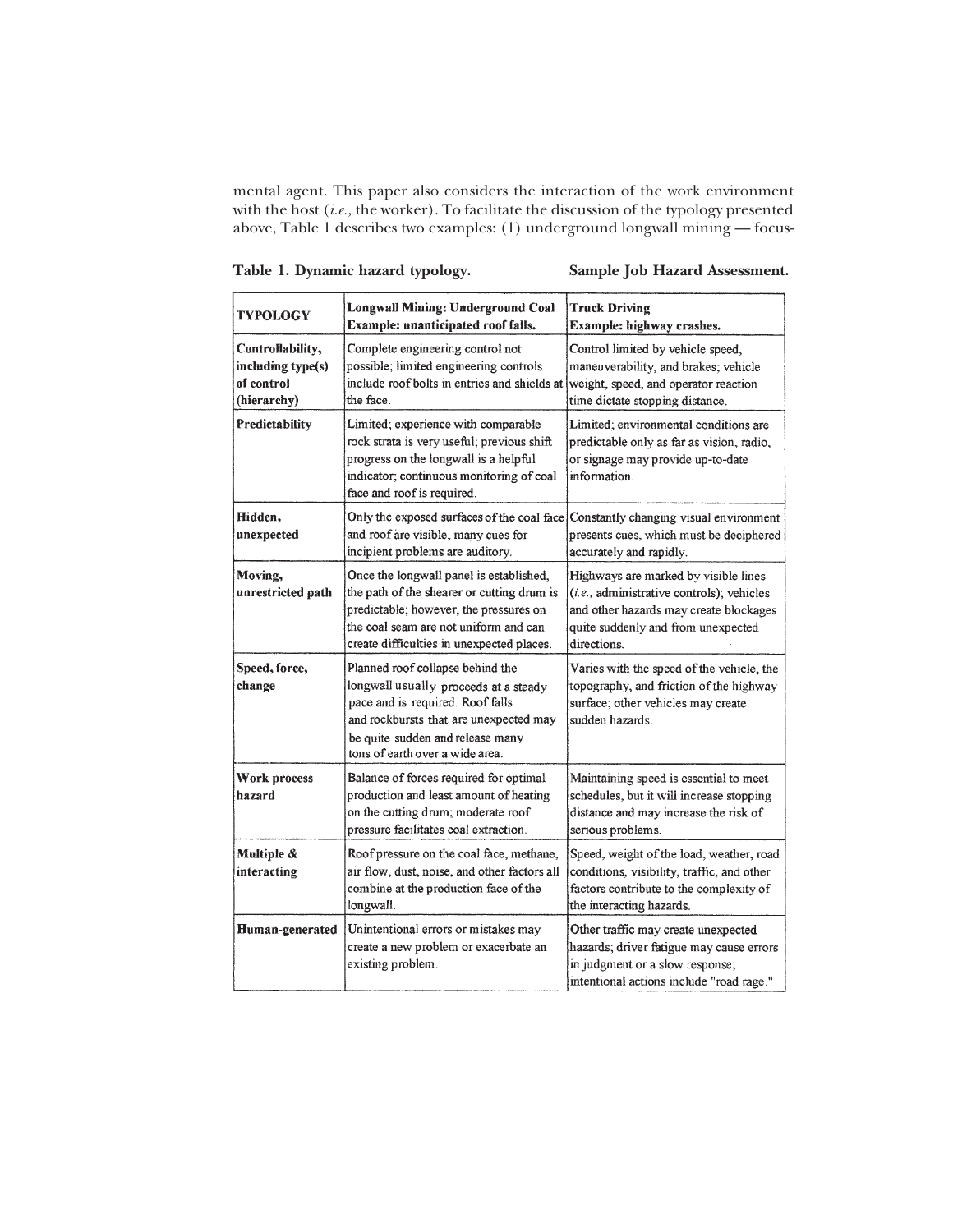mental agent. This paper also considers the interaction of the work environment with the host (*i.e.,* the worker). To facilitate the discussion of the typology presented above, Table 1 describes two examples: (1) underground longwall mining — focus-

**Table 1. Dynamic hazard typology. Sample Job Hazard Assessment.**

| TYPOLOGY | Longwall Mining: Underground Coal<br>Example: unanticipated roof falls. | Truck Driving<br>Example: highway crashes. |
|---|---|---|
| **Controllability, including type(s) of control (hierarchy)** | Complete engineering control not possible; limited engineering controls include roof bolts in entries and shields at the face. | Control limited by vehicle speed, maneuverability, and brakes; vehicle weight, speed, and operator reaction time dictate stopping distance. |
| **Predictability** | Limited; experience with comparable rock strata is very useful; previous shift progress on the longwall is a helpful indicator; continuous monitoring of coal face and roof is required. | Limited; environmental conditions are predictable only as far as vision, radio, or signage may provide up-to-date information. |
| **Hidden, unexpected** | Only the exposed surfaces of the coal face and roof are visible; many cues for incipient problems are auditory. | Constantly changing visual environment presents cues, which must be deciphered accurately and rapidly. |
| **Moving, unrestricted path** | Once the longwall panel is established, the path of the shearer or cutting drum is predictable; however, the pressures on the coal seam are not uniform and can create difficulties in unexpected places. | Highways are marked by visible lines (*i.e.*, administrative controls); vehicles and other hazards may create blockages quite suddenly and from unexpected directions. |
| **Speed, force, change** | Planned roof collapse behind the longwall usually proceeds at a steady pace and is required. Roof falls and rockbursts that are unexpected may be quite sudden and release many tons of earth over a wide area. | Varies with the speed of the vehicle, the topography, and friction of the highway surface; other vehicles may create sudden hazards. |
| **Work process hazard** | Balance of forces required for optimal production and least amount of heating on the cutting drum; moderate roof pressure facilitates coal extraction. | Maintaining speed is essential to meet schedules, but it will increase stopping distance and may increase the risk of serious problems. |
| **Multiple & interacting** | Roof pressure on the coal face, methane, air flow, dust, noise, and other factors all combine at the production face of the longwall. | Speed, weight of the load, weather, road conditions, visibility, traffic, and other factors contribute to the complexity of the interacting hazards. |
| **Human-generated** | Unintentional errors or mistakes may create a new problem or exacerbate an existing problem. | Other traffic may create unexpected hazards; driver fatigue may cause errors in judgment or a slow response; intentional actions include "road rage." |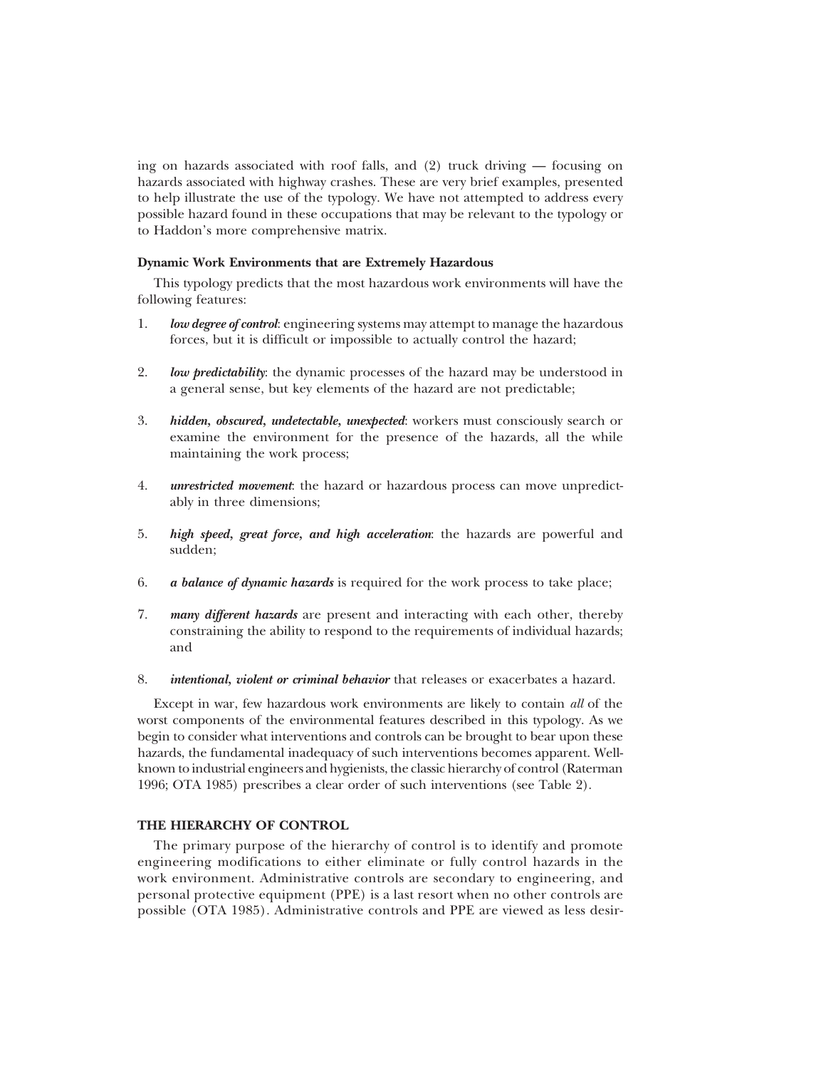ing on hazards associated with roof falls, and (2) truck driving — focusing on hazards associated with highway crashes. These are very brief examples, presented to help illustrate the use of the typology. We have not attempted to address every possible hazard found in these occupations that may be relevant to the typology or to Haddon's more comprehensive matrix.

**Dynamic Work Environments that are Extremely Hazardous**

This typology predicts that the most hazardous work environments will have the following features:

1. ***low degree of control***: engineering systems may attempt to manage the hazardous forces, but it is difficult or impossible to actually control the hazard;
2. ***low predictability***: the dynamic processes of the hazard may be understood in a general sense, but key elements of the hazard are not predictable;
3. ***hidden, obscured, undetectable, unexpected***: workers must consciously search or examine the environment for the presence of the hazards, all the while maintaining the work process;
4. ***unrestricted movement***: the hazard or hazardous process can move unpredictably in three dimensions;
5. ***high speed, great force, and high acceleration***: the hazards are powerful and sudden;
6. ***a balance of dynamic hazards*** is required for the work process to take place;
7. ***many different hazards*** are present and interacting with each other, thereby constraining the ability to respond to the requirements of individual hazards; and
8. ***intentional, violent or criminal behavior*** that releases or exacerbates a hazard.

Except in war, few hazardous work environments are likely to contain *all* of the worst components of the environmental features described in this typology. As we begin to consider what interventions and controls can be brought to bear upon these hazards, the fundamental inadequacy of such interventions becomes apparent. Well-known to industrial engineers and hygienists, the classic hierarchy of control (Raterman 1996; OTA 1985) prescribes a clear order of such interventions (see Table 2).

## THE HIERARCHY OF CONTROL

The primary purpose of the hierarchy of control is to identify and promote engineering modifications to either eliminate or fully control hazards in the work environment. Administrative controls are secondary to engineering, and personal protective equipment (PPE) is a last resort when no other controls are possible (OTA 1985). Administrative controls and PPE are viewed as less desir-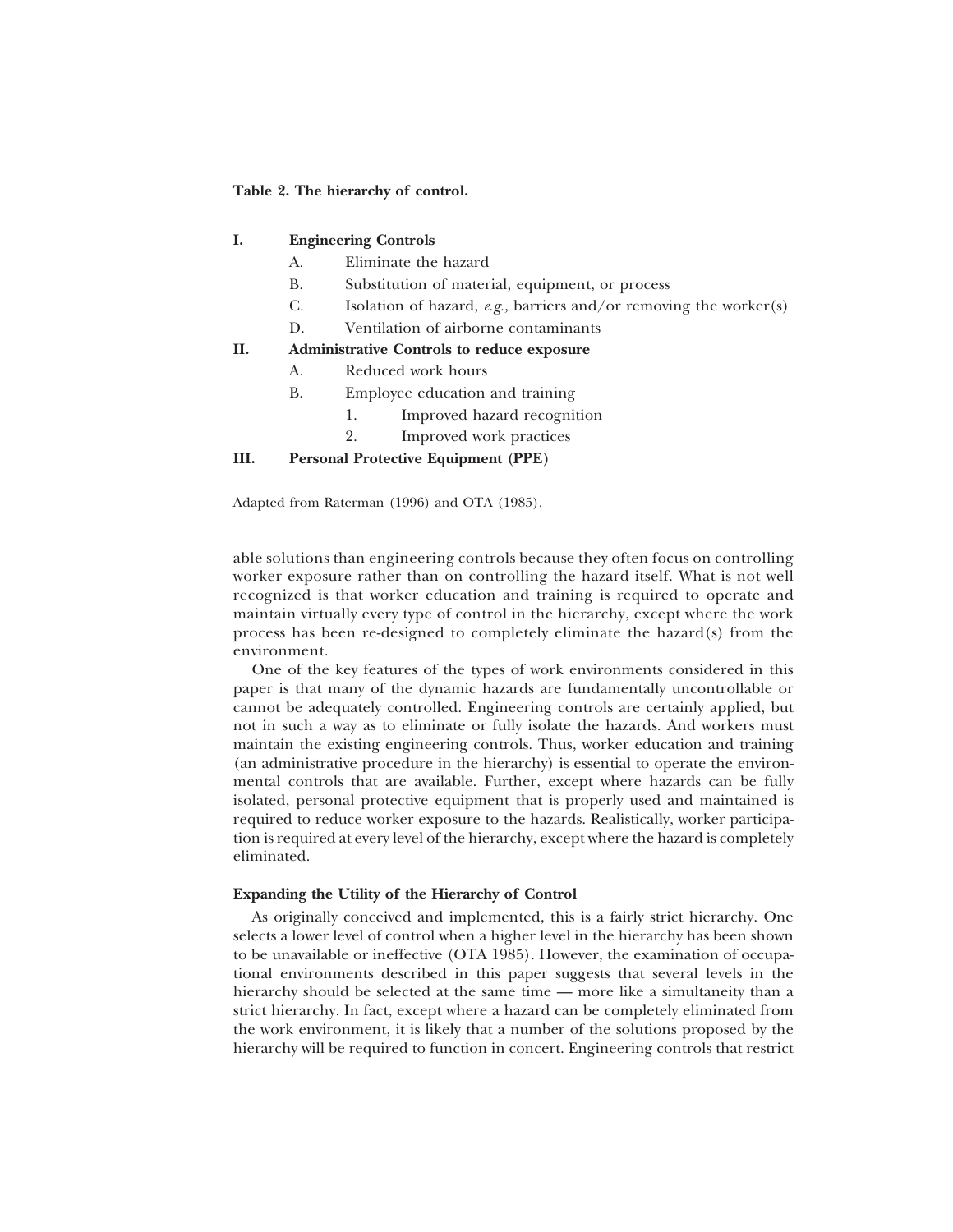**Table 2. The hierarchy of control.**

- **I. Engineering Controls**
  - A. Eliminate the hazard
  - B. Substitution of material, equipment, or process
  - C. Isolation of hazard, *e.g.*, barriers and/or removing the worker(s)
  - D. Ventilation of airborne contaminants
- **II. Administrative Controls to reduce exposure**
  - A. Reduced work hours
  - B. Employee education and training
    - 1. Improved hazard recognition
    - 2. Improved work practices
- **III. Personal Protective Equipment (PPE)**

Adapted from Raterman (1996) and OTA (1985).

able solutions than engineering controls because they often focus on controlling worker exposure rather than on controlling the hazard itself. What is not well recognized is that worker education and training is required to operate and maintain virtually every type of control in the hierarchy, except where the work process has been re-designed to completely eliminate the hazard(s) from the environment.

One of the key features of the types of work environments considered in this paper is that many of the dynamic hazards are fundamentally uncontrollable or cannot be adequately controlled. Engineering controls are certainly applied, but not in such a way as to eliminate or fully isolate the hazards. And workers must maintain the existing engineering controls. Thus, worker education and training (an administrative procedure in the hierarchy) is essential to operate the environmental controls that are available. Further, except where hazards can be fully isolated, personal protective equipment that is properly used and maintained is required to reduce worker exposure to the hazards. Realistically, worker participation is required at every level of the hierarchy, except where the hazard is completely eliminated.

### Expanding the Utility of the Hierarchy of Control

As originally conceived and implemented, this is a fairly strict hierarchy. One selects a lower level of control when a higher level in the hierarchy has been shown to be unavailable or ineffective (OTA 1985). However, the examination of occupational environments described in this paper suggests that several levels in the hierarchy should be selected at the same time — more like a simultaneity than a strict hierarchy. In fact, except where a hazard can be completely eliminated from the work environment, it is likely that a number of the solutions proposed by the hierarchy will be required to function in concert. Engineering controls that restrict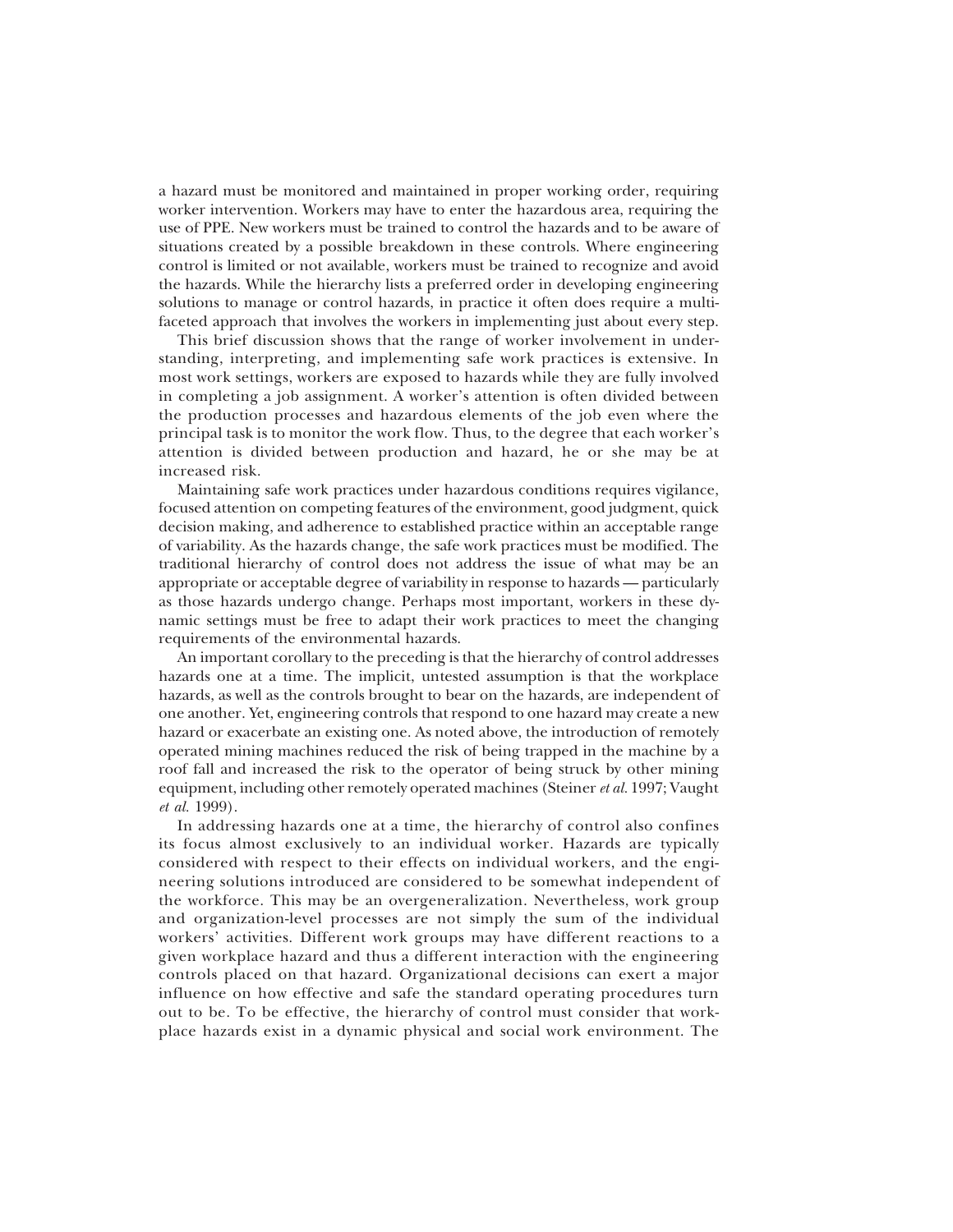a hazard must be monitored and maintained in proper working order, requiring worker intervention. Workers may have to enter the hazardous area, requiring the use of PPE. New workers must be trained to control the hazards and to be aware of situations created by a possible breakdown in these controls. Where engineering control is limited or not available, workers must be trained to recognize and avoid the hazards. While the hierarchy lists a preferred order in developing engineering solutions to manage or control hazards, in practice it often does require a multifaceted approach that involves the workers in implementing just about every step.

This brief discussion shows that the range of worker involvement in understanding, interpreting, and implementing safe work practices is extensive. In most work settings, workers are exposed to hazards while they are fully involved in completing a job assignment. A worker's attention is often divided between the production processes and hazardous elements of the job even where the principal task is to monitor the work flow. Thus, to the degree that each worker's attention is divided between production and hazard, he or she may be at increased risk.

Maintaining safe work practices under hazardous conditions requires vigilance, focused attention on competing features of the environment, good judgment, quick decision making, and adherence to established practice within an acceptable range of variability. As the hazards change, the safe work practices must be modified. The traditional hierarchy of control does not address the issue of what may be an appropriate or acceptable degree of variability in response to hazards — particularly as those hazards undergo change. Perhaps most important, workers in these dynamic settings must be free to adapt their work practices to meet the changing requirements of the environmental hazards.

An important corollary to the preceding is that the hierarchy of control addresses hazards one at a time. The implicit, untested assumption is that the workplace hazards, as well as the controls brought to bear on the hazards, are independent of one another. Yet, engineering controls that respond to one hazard may create a new hazard or exacerbate an existing one. As noted above, the introduction of remotely operated mining machines reduced the risk of being trapped in the machine by a roof fall and increased the risk to the operator of being struck by other mining equipment, including other remotely operated machines (Steiner *et al.* 1997; Vaught *et al.* 1999).

In addressing hazards one at a time, the hierarchy of control also confines its focus almost exclusively to an individual worker. Hazards are typically considered with respect to their effects on individual workers, and the engineering solutions introduced are considered to be somewhat independent of the workforce. This may be an overgeneralization. Nevertheless, work group and organization-level processes are not simply the sum of the individual workers' activities. Different work groups may have different reactions to a given workplace hazard and thus a different interaction with the engineering controls placed on that hazard. Organizational decisions can exert a major influence on how effective and safe the standard operating procedures turn out to be. To be effective, the hierarchy of control must consider that workplace hazards exist in a dynamic physical and social work environment. The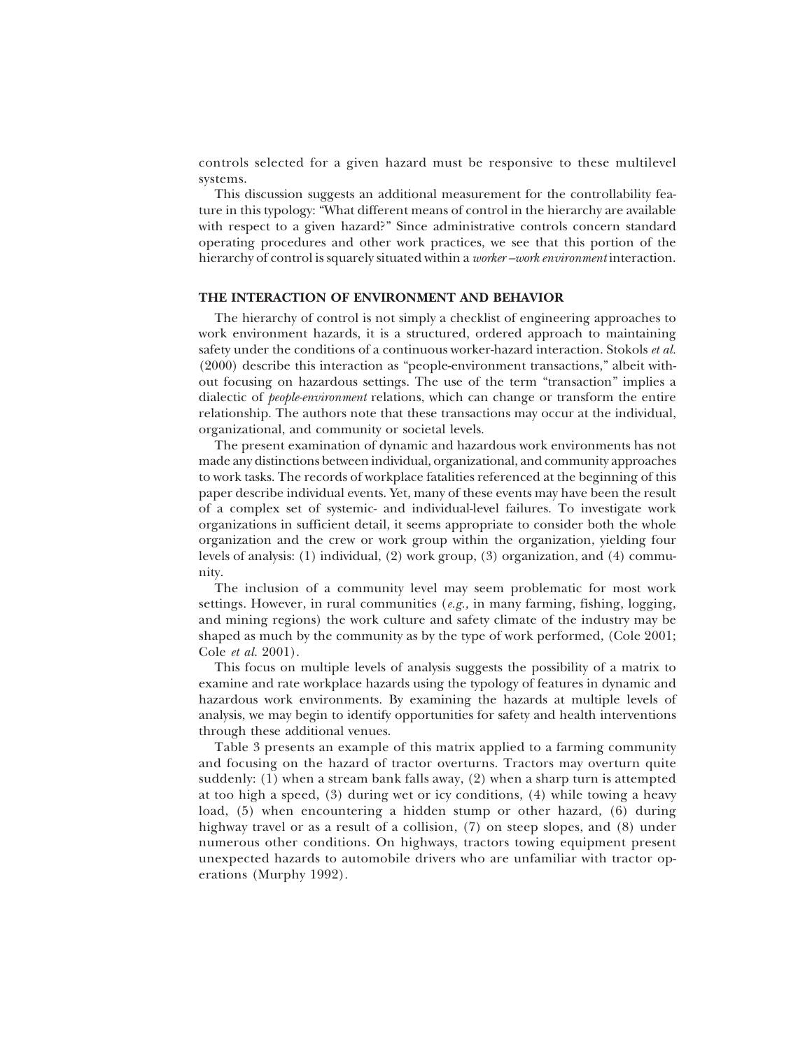controls selected for a given hazard must be responsive to these multilevel systems.

This discussion suggests an additional measurement for the controllability feature in this typology: "What different means of control in the hierarchy are available with respect to a given hazard?" Since administrative controls concern standard operating procedures and other work practices, we see that this portion of the hierarchy of control is squarely situated within a *worker–work environment* interaction.

## THE INTERACTION OF ENVIRONMENT AND BEHAVIOR

The hierarchy of control is not simply a checklist of engineering approaches to work environment hazards, it is a structured, ordered approach to maintaining safety under the conditions of a continuous worker-hazard interaction. Stokols *et al.* (2000) describe this interaction as "people-environment transactions," albeit without focusing on hazardous settings. The use of the term "transaction" implies a dialectic of *people-environment* relations, which can change or transform the entire relationship. The authors note that these transactions may occur at the individual, organizational, and community or societal levels.

The present examination of dynamic and hazardous work environments has not made any distinctions between individual, organizational, and community approaches to work tasks. The records of workplace fatalities referenced at the beginning of this paper describe individual events. Yet, many of these events may have been the result of a complex set of systemic- and individual-level failures. To investigate work organizations in sufficient detail, it seems appropriate to consider both the whole organization and the crew or work group within the organization, yielding four levels of analysis: (1) individual, (2) work group, (3) organization, and (4) community.

The inclusion of a community level may seem problematic for most work settings. However, in rural communities (*e.g.,* in many farming, fishing, logging, and mining regions) the work culture and safety climate of the industry may be shaped as much by the community as by the type of work performed, (Cole 2001; Cole *et al.* 2001).

This focus on multiple levels of analysis suggests the possibility of a matrix to examine and rate workplace hazards using the typology of features in dynamic and hazardous work environments. By examining the hazards at multiple levels of analysis, we may begin to identify opportunities for safety and health interventions through these additional venues.

Table 3 presents an example of this matrix applied to a farming community and focusing on the hazard of tractor overturns. Tractors may overturn quite suddenly: (1) when a stream bank falls away, (2) when a sharp turn is attempted at too high a speed, (3) during wet or icy conditions, (4) while towing a heavy load, (5) when encountering a hidden stump or other hazard, (6) during highway travel or as a result of a collision, (7) on steep slopes, and (8) under numerous other conditions. On highways, tractors towing equipment present unexpected hazards to automobile drivers who are unfamiliar with tractor operations (Murphy 1992).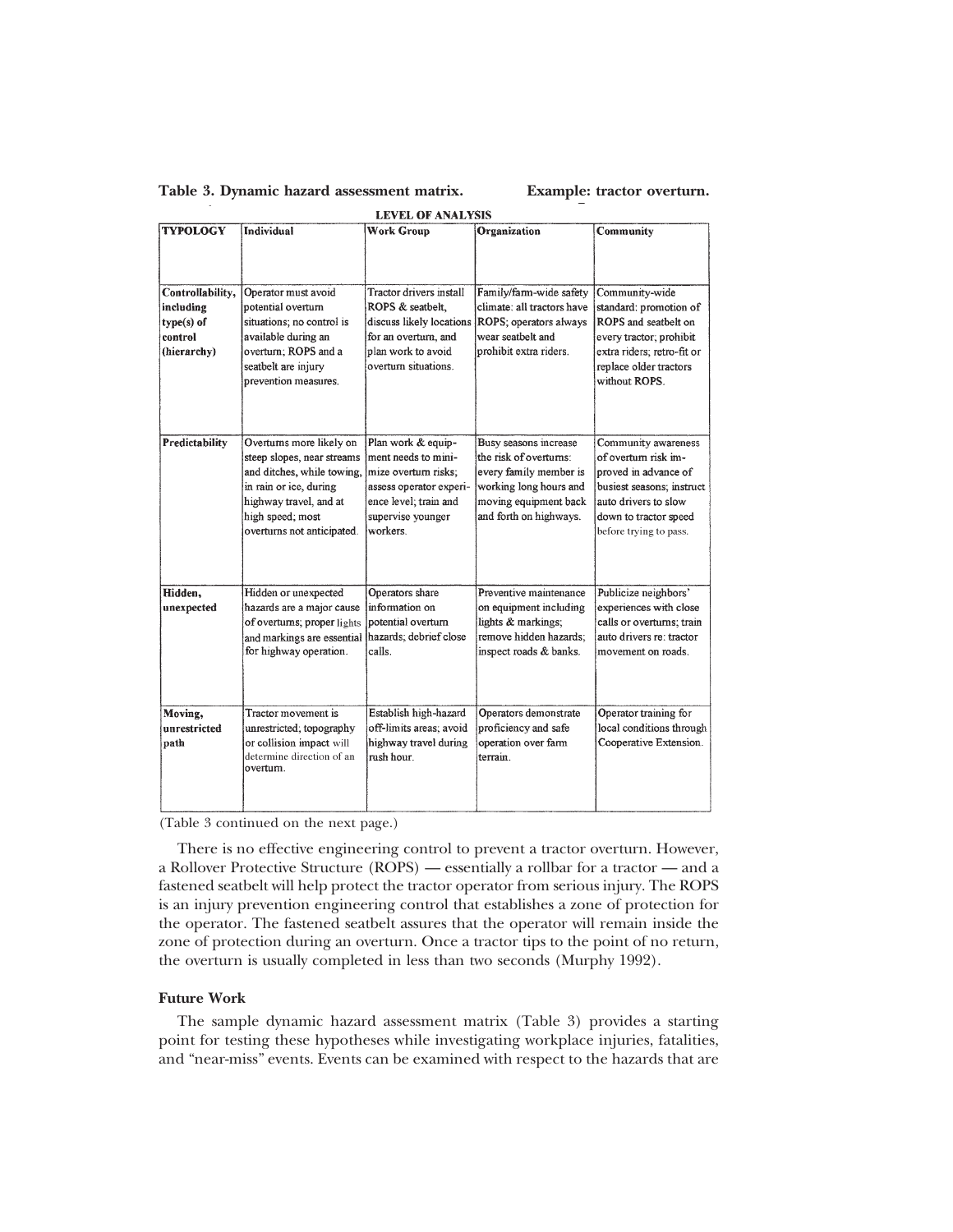**Table 3. Dynamic hazard assessment matrix. Example: tractor overturn.**

| | LEVEL OF ANALYSIS | | | |
|---|---|---|---|---|
| **TYPOLOGY** | **Individual** | **Work Group** | **Organization** | **Community** |
| **Controllability, including type(s) of control (hierarchy)** | Operator must avoid potential overturn situations; no control is available during an overturn; ROPS and a seatbelt are injury prevention measures. | Tractor drivers install ROPS & seatbelt, discuss likely locations for an overturn, and plan work to avoid overturn situations. | Family/farm-wide safety climate: all tractors have ROPS; operators always wear seatbelt and prohibit extra riders. | Community-wide standard: promotion of ROPS and seatbelt on every tractor; prohibit extra riders; retro-fit or replace older tractors without ROPS. |
| **Predictability** | Overturns more likely on steep slopes, near streams and ditches, while towing, in rain or ice, during highway travel, and at high speed; most overturns not anticipated. | Plan work & equipment needs to minimize overturn risks; assess operator experience level; train and supervise younger workers. | Busy seasons increase the risk of overturns: every family member is working long hours and moving equipment back and forth on highways. | Community awareness of overturn risk improved in advance of busiest seasons; instruct auto drivers to slow down to tractor speed before trying to pass. |
| **Hidden, unexpected** | Hidden or unexpected hazards are a major cause of overturns; proper lights and markings are essential for highway operation. | Operators share information on potential overturn hazards; debrief close calls. | Preventive maintenance on equipment including lights & markings; remove hidden hazards; inspect roads & banks. | Publicize neighbors' experiences with close calls or overturns; train auto drivers re: tractor movement on roads. |
| **Moving, unrestricted path** | Tractor movement is unrestricted; topography or collision impact will determine direction of an overturn. | Establish high-hazard off-limits areas; avoid highway travel during rush hour. | Operators demonstrate proficiency and safe operation over farm terrain. | Operator training for local conditions through Cooperative Extension. |

(Table 3 continued on the next page.)

There is no effective engineering control to prevent a tractor overturn. However, a Rollover Protective Structure (ROPS) — essentially a rollbar for a tractor — and a fastened seatbelt will help protect the tractor operator from serious injury. The ROPS is an injury prevention engineering control that establishes a zone of protection for the operator. The fastened seatbelt assures that the operator will remain inside the zone of protection during an overturn. Once a tractor tips to the point of no return, the overturn is usually completed in less than two seconds (Murphy 1992).

### Future Work

The sample dynamic hazard assessment matrix (Table 3) provides a starting point for testing these hypotheses while investigating workplace injuries, fatalities, and "near-miss" events. Events can be examined with respect to the hazards that are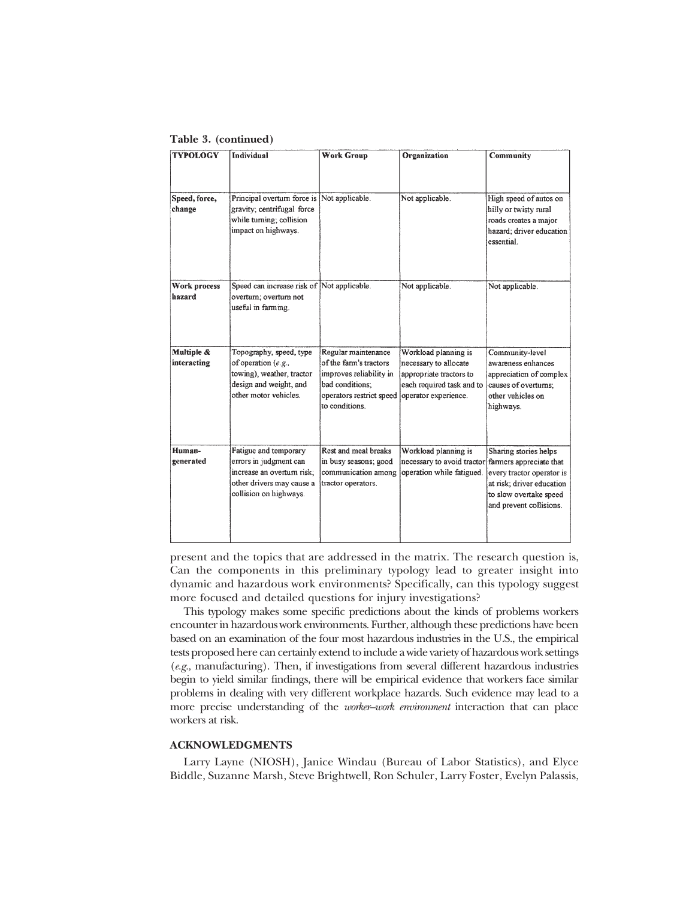**Table 3. (continued)**

| TYPOLOGY | Individual | Work Group | Organization | Community |
|---|---|---|---|---|
| Speed, force, change | Principal overturn force is gravity; centrifugal force while turning; collision impact on highways. | Not applicable. | Not applicable. | High speed of autos on hilly or twisty rural roads creates a major hazard; driver education essential. |
| Work process hazard | Speed can increase risk of overturn; overturn not useful in farming. | Not applicable. | Not applicable. | Not applicable. |
| Multiple & interacting | Topography, speed, type of operation (*e.g.,* towing), weather, tractor design and weight, and other motor vehicles. | Regular maintenance of the farm's tractors improves reliability in bad conditions; operators restrict speed to conditions. | Workload planning is necessary to allocate appropriate tractors to each required task and to operator experience. | Community-level awareness enhances appreciation of complex causes of overturns; other vehicles on highways. |
| Human-generated | Fatigue and temporary errors in judgment can increase an overturn risk; other drivers may cause a collision on highways. | Rest and meal breaks in busy seasons; good communication among tractor operators. | Workload planning is necessary to avoid tractor operation while fatigued. | Sharing stories helps farmers appreciate that every tractor operator is at risk; driver education to slow overtake speed and prevent collisions. |

present and the topics that are addressed in the matrix. The research question is, Can the components in this preliminary typology lead to greater insight into dynamic and hazardous work environments? Specifically, can this typology suggest more focused and detailed questions for injury investigations?

This typology makes some specific predictions about the kinds of problems workers encounter in hazardous work environments. Further, although these predictions have been based on an examination of the four most hazardous industries in the U.S., the empirical tests proposed here can certainly extend to include a wide variety of hazardous work settings (*e.g.,* manufacturing). Then, if investigations from several different hazardous industries begin to yield similar findings, there will be empirical evidence that workers face similar problems in dealing with very different workplace hazards. Such evidence may lead to a more precise understanding of the *worker–work environment* interaction that can place workers at risk.

## ACKNOWLEDGMENTS

Larry Layne (NIOSH), Janice Windau (Bureau of Labor Statistics), and Elyce Biddle, Suzanne Marsh, Steve Brightwell, Ron Schuler, Larry Foster, Evelyn Palassis,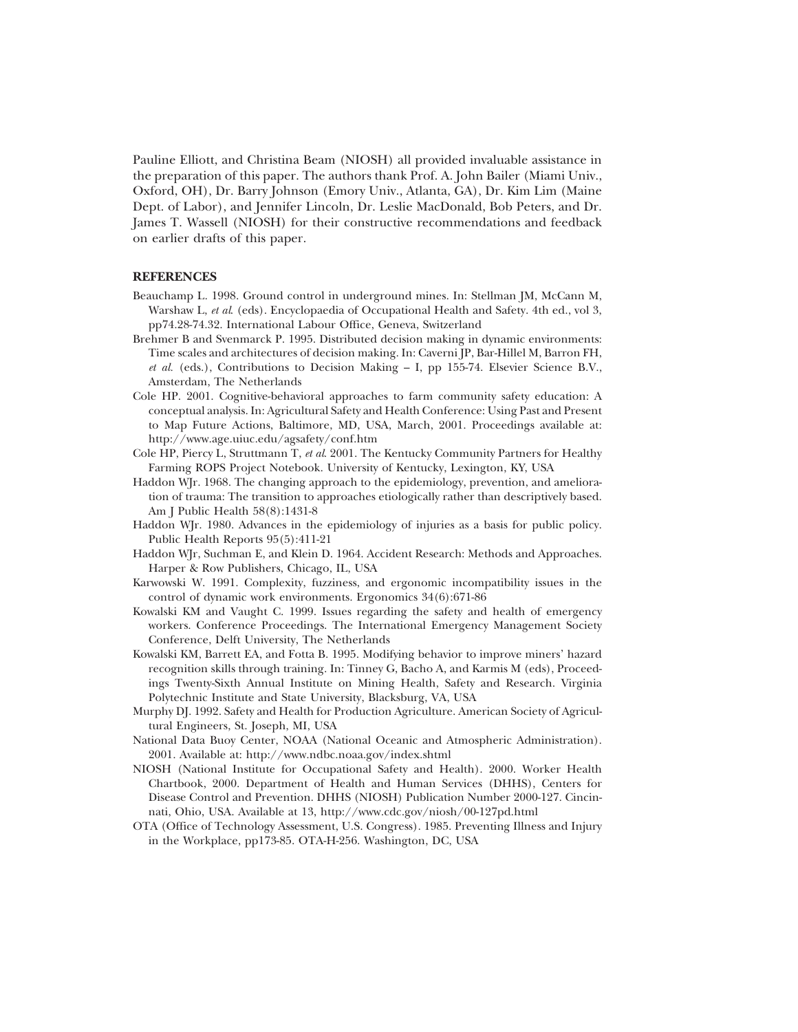Pauline Elliott, and Christina Beam (NIOSH) all provided invaluable assistance in the preparation of this paper. The authors thank Prof. A. John Bailer (Miami Univ., Oxford, OH), Dr. Barry Johnson (Emory Univ., Atlanta, GA), Dr. Kim Lim (Maine Dept. of Labor), and Jennifer Lincoln, Dr. Leslie MacDonald, Bob Peters, and Dr. James T. Wassell (NIOSH) for their constructive recommendations and feedback on earlier drafts of this paper.

## REFERENCES

Beauchamp L. 1998. Ground control in underground mines. In: Stellman JM, McCann M, Warshaw L, *et al.* (eds). Encyclopaedia of Occupational Health and Safety. 4th ed., vol 3, pp74.28-74.32. International Labour Office, Geneva, Switzerland

Brehmer B and Svenmarck P. 1995. Distributed decision making in dynamic environments: Time scales and architectures of decision making. In: Caverni JP, Bar-Hillel M, Barron FH, *et al.* (eds.), Contributions to Decision Making – I, pp 155-74. Elsevier Science B.V., Amsterdam, The Netherlands

Cole HP. 2001. Cognitive-behavioral approaches to farm community safety education: A conceptual analysis. In: Agricultural Safety and Health Conference: Using Past and Present to Map Future Actions, Baltimore, MD, USA, March, 2001. Proceedings available at: http://www.age.uiuc.edu/agsafety/conf.htm

Cole HP, Piercy L, Struttmann T, *et al.* 2001. The Kentucky Community Partners for Healthy Farming ROPS Project Notebook. University of Kentucky, Lexington, KY, USA

Haddon WJr. 1968. The changing approach to the epidemiology, prevention, and amelioration of trauma: The transition to approaches etiologically rather than descriptively based. Am J Public Health 58(8):1431-8

Haddon WJr. 1980. Advances in the epidemiology of injuries as a basis for public policy. Public Health Reports 95(5):411-21

Haddon WJr, Suchman E, and Klein D. 1964. Accident Research: Methods and Approaches. Harper & Row Publishers, Chicago, IL, USA

Karwowski W. 1991. Complexity, fuzziness, and ergonomic incompatibility issues in the control of dynamic work environments. Ergonomics 34(6):671-86

Kowalski KM and Vaught C. 1999. Issues regarding the safety and health of emergency workers. Conference Proceedings. The International Emergency Management Society Conference, Delft University, The Netherlands

Kowalski KM, Barrett EA, and Fotta B. 1995. Modifying behavior to improve miners' hazard recognition skills through training. In: Tinney G, Bacho A, and Karmis M (eds), Proceedings Twenty-Sixth Annual Institute on Mining Health, Safety and Research. Virginia Polytechnic Institute and State University, Blacksburg, VA, USA

Murphy DJ. 1992. Safety and Health for Production Agriculture. American Society of Agricultural Engineers, St. Joseph, MI, USA

National Data Buoy Center, NOAA (National Oceanic and Atmospheric Administration). 2001. Available at: http://www.ndbc.noaa.gov/index.shtml

NIOSH (National Institute for Occupational Safety and Health). 2000. Worker Health Chartbook, 2000. Department of Health and Human Services (DHHS), Centers for Disease Control and Prevention. DHHS (NIOSH) Publication Number 2000-127. Cincinnati, Ohio, USA. Available at 13, http://www.cdc.gov/niosh/00-127pd.html

OTA (Office of Technology Assessment, U.S. Congress). 1985. Preventing Illness and Injury in the Workplace, pp173-85. OTA-H-256. Washington, DC, USA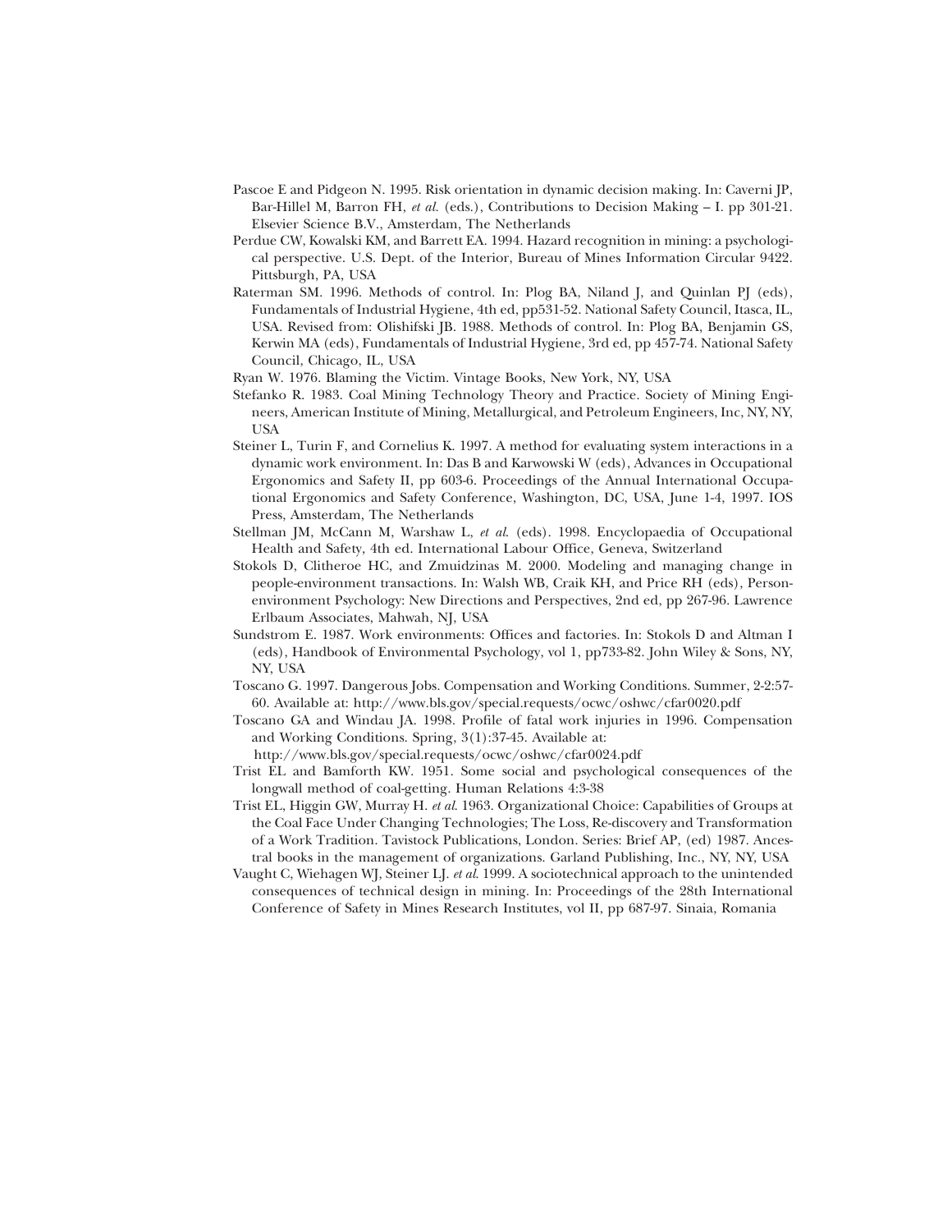Pascoe E and Pidgeon N. 1995. Risk orientation in dynamic decision making. In: Caverni JP, Bar-Hillel M, Barron FH, *et al.* (eds.), Contributions to Decision Making – I. pp 301-21. Elsevier Science B.V., Amsterdam, The Netherlands

Perdue CW, Kowalski KM, and Barrett EA. 1994. Hazard recognition in mining: a psychological perspective. U.S. Dept. of the Interior, Bureau of Mines Information Circular 9422. Pittsburgh, PA, USA

Raterman SM. 1996. Methods of control. In: Plog BA, Niland J, and Quinlan PJ (eds), Fundamentals of Industrial Hygiene, 4th ed, pp531-52. National Safety Council, Itasca, IL, USA. Revised from: Olishifski JB. 1988. Methods of control. In: Plog BA, Benjamin GS, Kerwin MA (eds), Fundamentals of Industrial Hygiene, 3rd ed, pp 457-74. National Safety Council, Chicago, IL, USA

Ryan W. 1976. Blaming the Victim. Vintage Books, New York, NY, USA

Stefanko R. 1983. Coal Mining Technology Theory and Practice. Society of Mining Engineers, American Institute of Mining, Metallurgical, and Petroleum Engineers, Inc, NY, NY, USA

Steiner L, Turin F, and Cornelius K. 1997. A method for evaluating system interactions in a dynamic work environment. In: Das B and Karwowski W (eds), Advances in Occupational Ergonomics and Safety II, pp 603-6. Proceedings of the Annual International Occupational Ergonomics and Safety Conference, Washington, DC, USA, June 1-4, 1997. IOS Press, Amsterdam, The Netherlands

Stellman JM, McCann M, Warshaw L, *et al.* (eds). 1998. Encyclopaedia of Occupational Health and Safety, 4th ed. International Labour Office, Geneva, Switzerland

Stokols D, Clitheroe HC, and Zmuidzinas M. 2000. Modeling and managing change in people-environment transactions. In: Walsh WB, Craik KH, and Price RH (eds), Person-environment Psychology: New Directions and Perspectives, 2nd ed, pp 267-96. Lawrence Erlbaum Associates, Mahwah, NJ, USA

Sundstrom E. 1987. Work environments: Offices and factories. In: Stokols D and Altman I (eds), Handbook of Environmental Psychology, vol 1, pp733-82. John Wiley & Sons, NY, NY, USA

Toscano G. 1997. Dangerous Jobs. Compensation and Working Conditions. Summer, 2-2:57-60. Available at: http://www.bls.gov/special.requests/ocwc/oshwc/cfar0020.pdf

Toscano GA and Windau JA. 1998. Profile of fatal work injuries in 1996. Compensation and Working Conditions. Spring, 3(1):37-45. Available at: http://www.bls.gov/special.requests/ocwc/oshwc/cfar0024.pdf

Trist EL and Bamforth KW. 1951. Some social and psychological consequences of the longwall method of coal-getting. Human Relations 4:3-38

Trist EL, Higgin GW, Murray H. *et al.* 1963. Organizational Choice: Capabilities of Groups at the Coal Face Under Changing Technologies; The Loss, Re-discovery and Transformation of a Work Tradition. Tavistock Publications, London. Series: Brief AP, (ed) 1987. Ancestral books in the management of organizations. Garland Publishing, Inc., NY, NY, USA

Vaught C, Wiehagen WJ, Steiner LJ. *et al.* 1999. A sociotechnical approach to the unintended consequences of technical design in mining. In: Proceedings of the 28th International Conference of Safety in Mines Research Institutes, vol II, pp 687-97. Sinaia, Romania